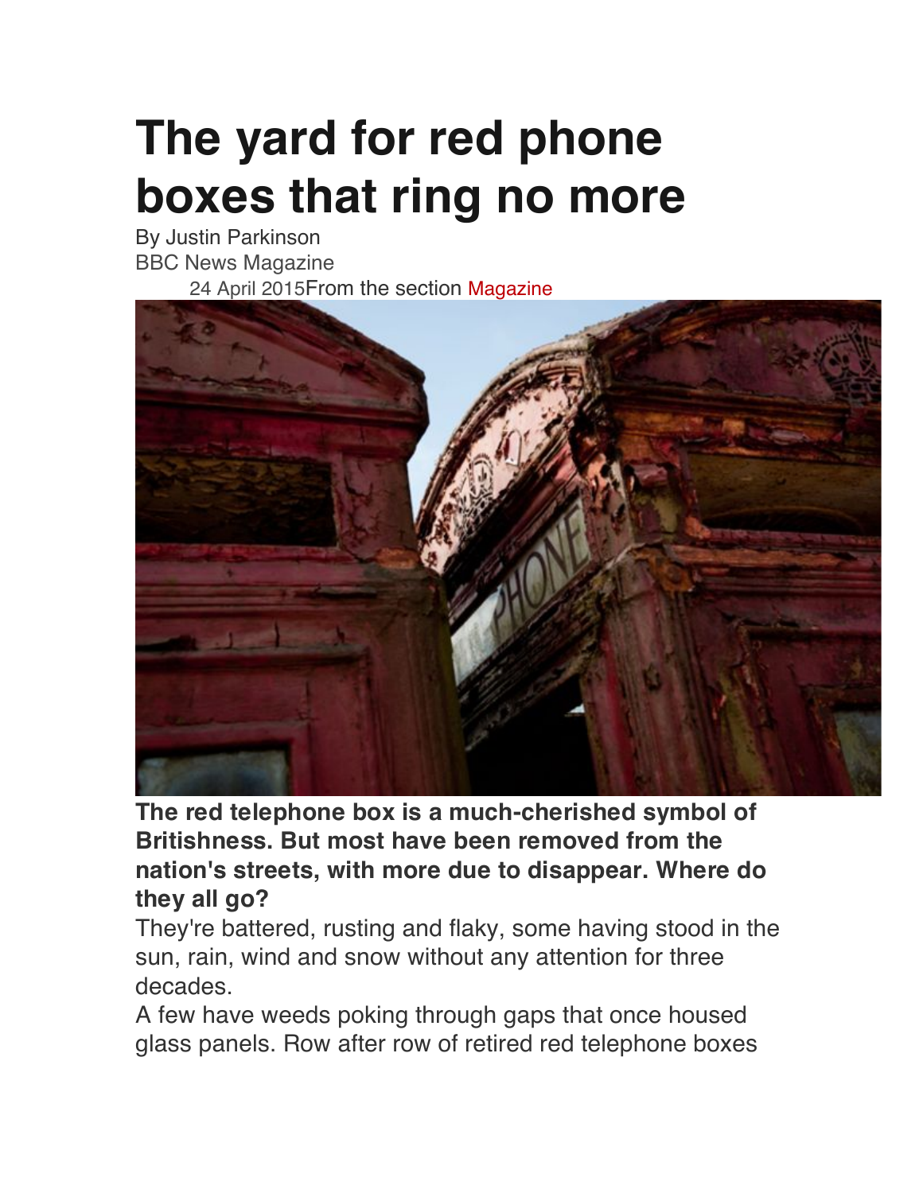# The yard for red phone boxes that ring no more

By Justin Parkinson
BBC News Magazine
24 April 2015From the section Magazine

**The red telephone box is a much-cherished symbol of Britishness. But most have been removed from the nation's streets, with more due to disappear. Where do they all go?**

They're battered, rusting and flaky, some having stood in the sun, rain, wind and snow without any attention for three decades.

A few have weeds poking through gaps that once housed glass panels. Row after row of retired red telephone boxes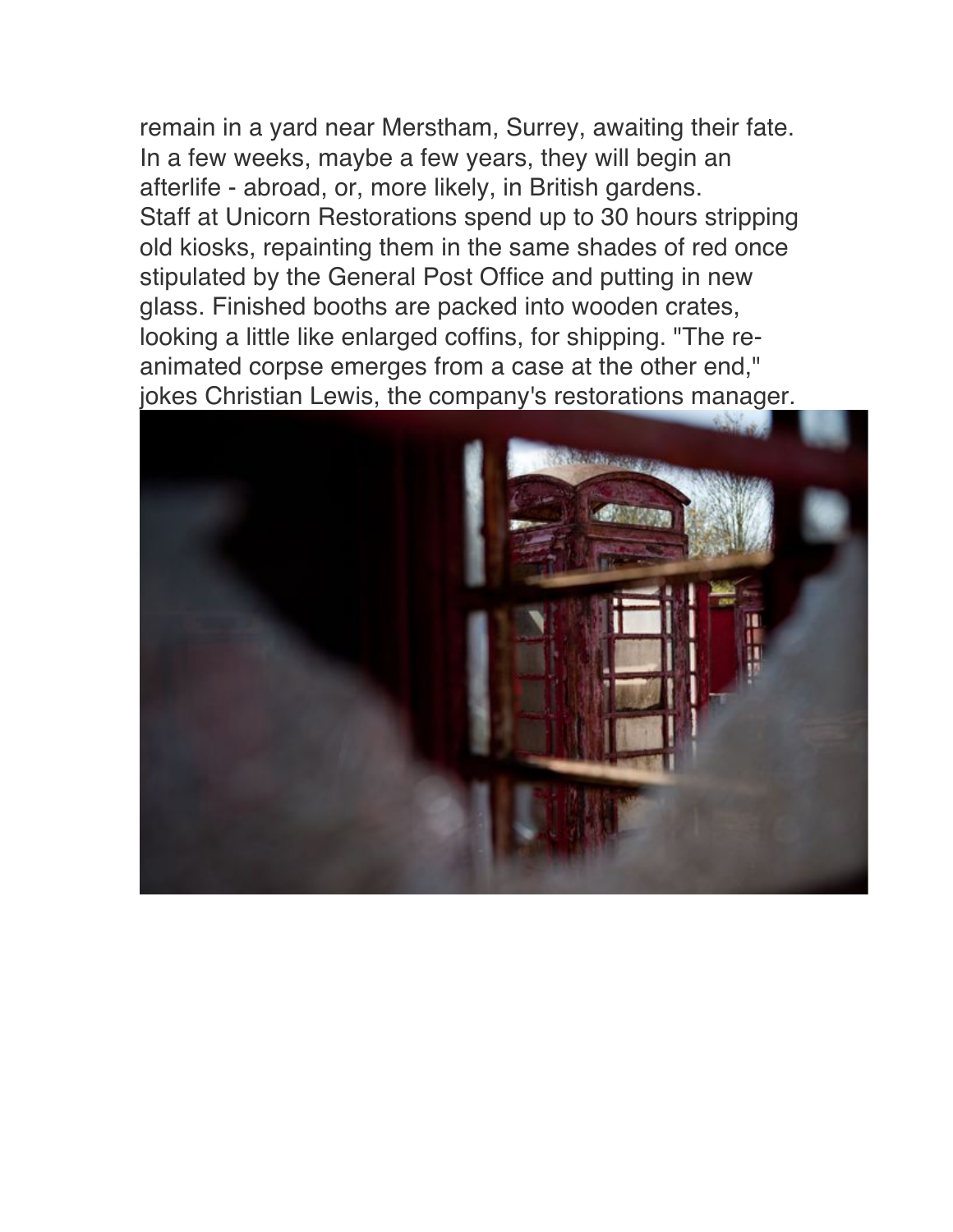remain in a yard near Merstham, Surrey, awaiting their fate. In a few weeks, maybe a few years, they will begin an afterlife - abroad, or, more likely, in British gardens.

Staff at Unicorn Restorations spend up to 30 hours stripping old kiosks, repainting them in the same shades of red once stipulated by the General Post Office and putting in new glass. Finished booths are packed into wooden crates, looking a little like enlarged coffins, for shipping. "The re-animated corpse emerges from a case at the other end," jokes Christian Lewis, the company's restorations manager.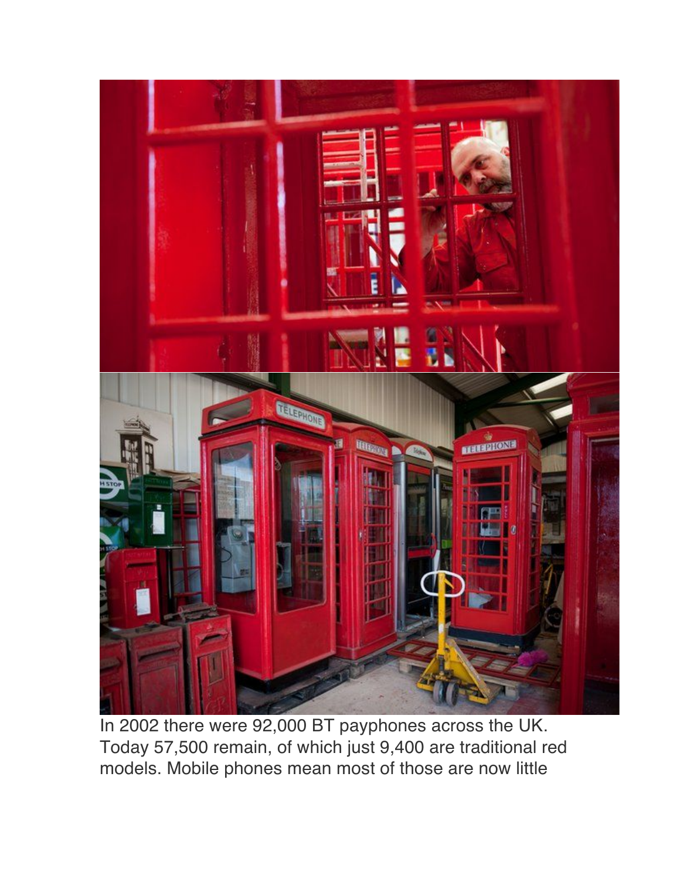In 2002 there were 92,000 BT payphones across the UK. Today 57,500 remain, of which just 9,400 are traditional red models. Mobile phones mean most of those are now little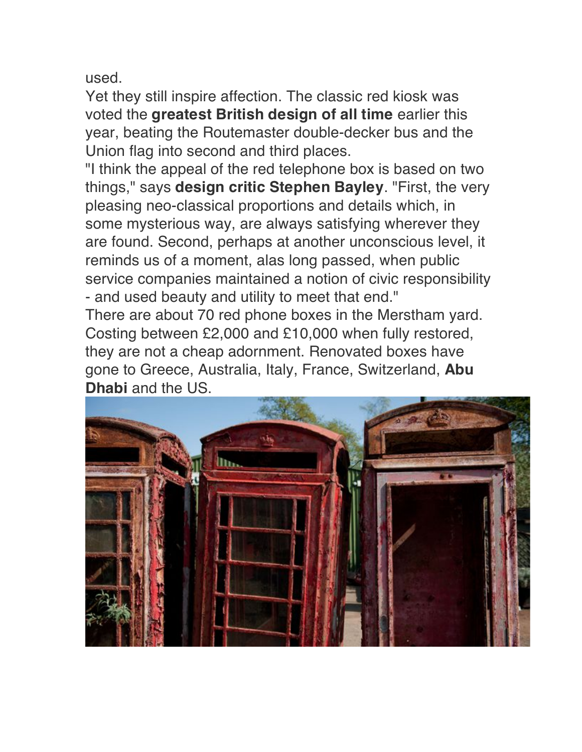used.

Yet they still inspire affection. The classic red kiosk was voted the **greatest British design of all time** earlier this year, beating the Routemaster double-decker bus and the Union flag into second and third places.

"I think the appeal of the red telephone box is based on two things," says **design critic Stephen Bayley**. "First, the very pleasing neo-classical proportions and details which, in some mysterious way, are always satisfying wherever they are found. Second, perhaps at another unconscious level, it reminds us of a moment, alas long passed, when public service companies maintained a notion of civic responsibility - and used beauty and utility to meet that end."

There are about 70 red phone boxes in the Merstham yard. Costing between £2,000 and £10,000 when fully restored, they are not a cheap adornment. Renovated boxes have gone to Greece, Australia, Italy, France, Switzerland, **Abu Dhabi** and the US.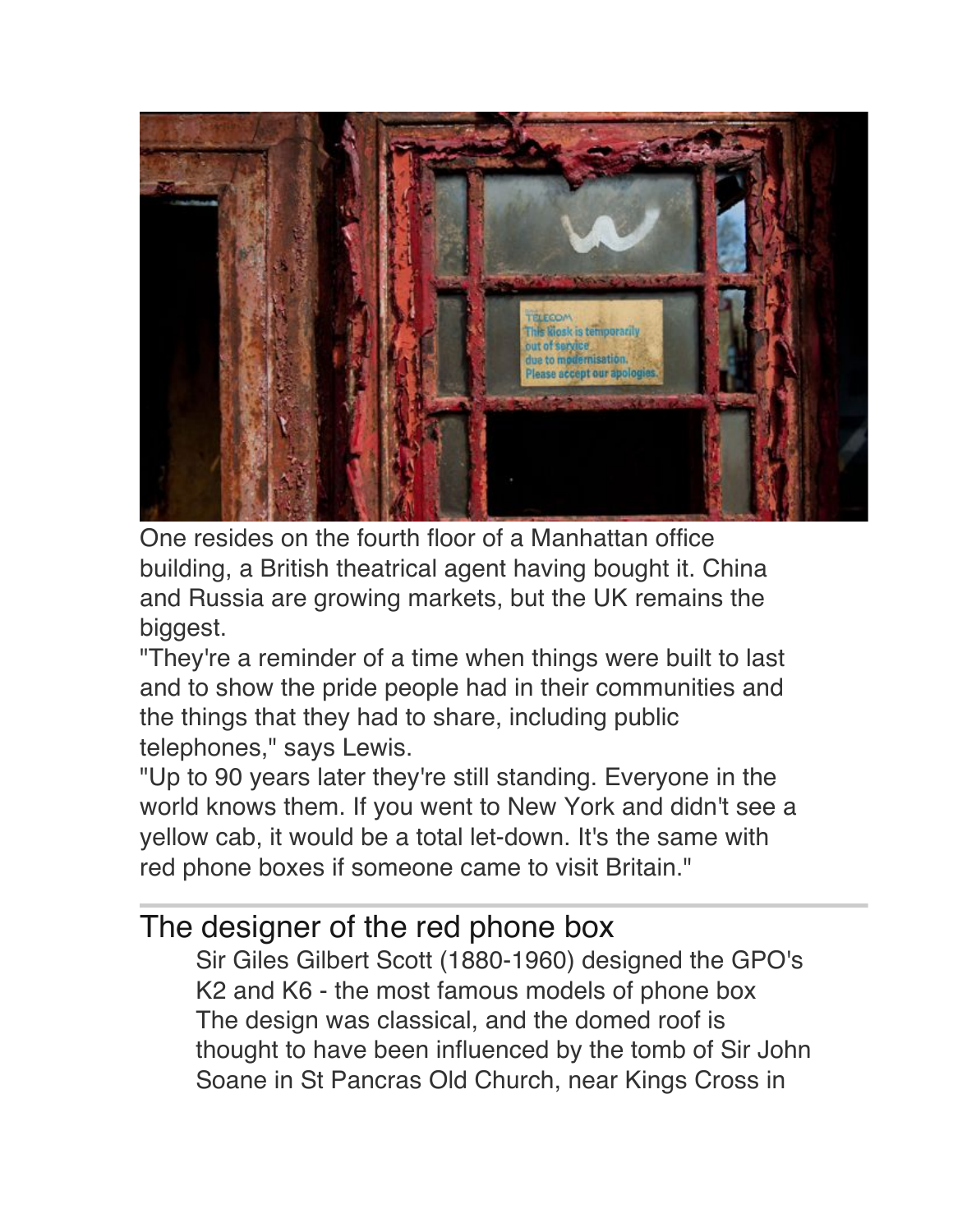One resides on the fourth floor of a Manhattan office building, a British theatrical agent having bought it. China and Russia are growing markets, but the UK remains the biggest.

"They're a reminder of a time when things were built to last and to show the pride people had in their communities and the things that they had to share, including public telephones," says Lewis.

"Up to 90 years later they're still standing. Everyone in the world knows them. If you went to New York and didn't see a yellow cab, it would be a total let-down. It's the same with red phone boxes if someone came to visit Britain."

## The designer of the red phone box

- Sir Giles Gilbert Scott (1880-1960) designed the GPO's K2 and K6 - the most famous models of phone box
- The design was classical, and the domed roof is thought to have been influenced by the tomb of Sir John Soane in St Pancras Old Church, near Kings Cross in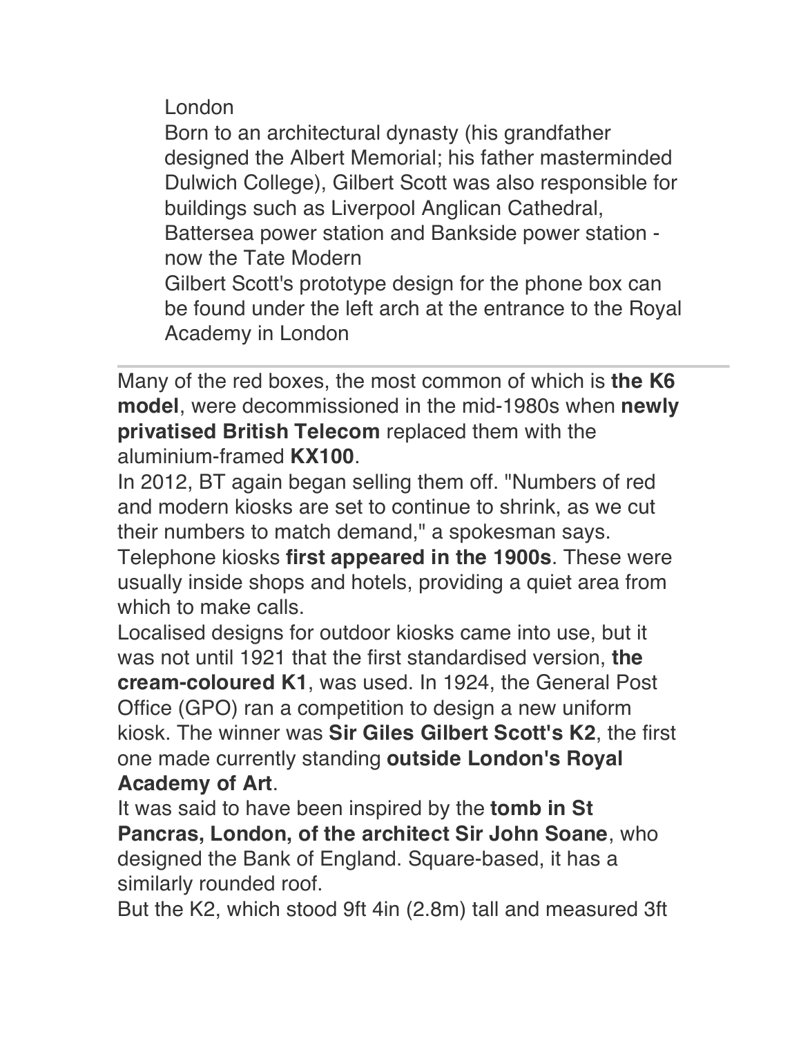London

Born to an architectural dynasty (his grandfather designed the Albert Memorial; his father masterminded Dulwich College), Gilbert Scott was also responsible for buildings such as Liverpool Anglican Cathedral, Battersea power station and Bankside power station - now the Tate Modern

Gilbert Scott's prototype design for the phone box can be found under the left arch at the entrance to the Royal Academy in London

---

Many of the red boxes, the most common of which is **the K6 model**, were decommissioned in the mid-1980s when **newly privatised British Telecom** replaced them with the aluminium-framed **KX100**.

In 2012, BT again began selling them off. "Numbers of red and modern kiosks are set to continue to shrink, as we cut their numbers to match demand," a spokesman says.

Telephone kiosks **first appeared in the 1900s**. These were usually inside shops and hotels, providing a quiet area from which to make calls.

Localised designs for outdoor kiosks came into use, but it was not until 1921 that the first standardised version, **the cream-coloured K1**, was used. In 1924, the General Post Office (GPO) ran a competition to design a new uniform kiosk. The winner was **Sir Giles Gilbert Scott's K2**, the first one made currently standing **outside London's Royal Academy of Art**.

It was said to have been inspired by the **tomb in St Pancras, London, of the architect Sir John Soane**, who designed the Bank of England. Square-based, it has a similarly rounded roof.

But the K2, which stood 9ft 4in (2.8m) tall and measured 3ft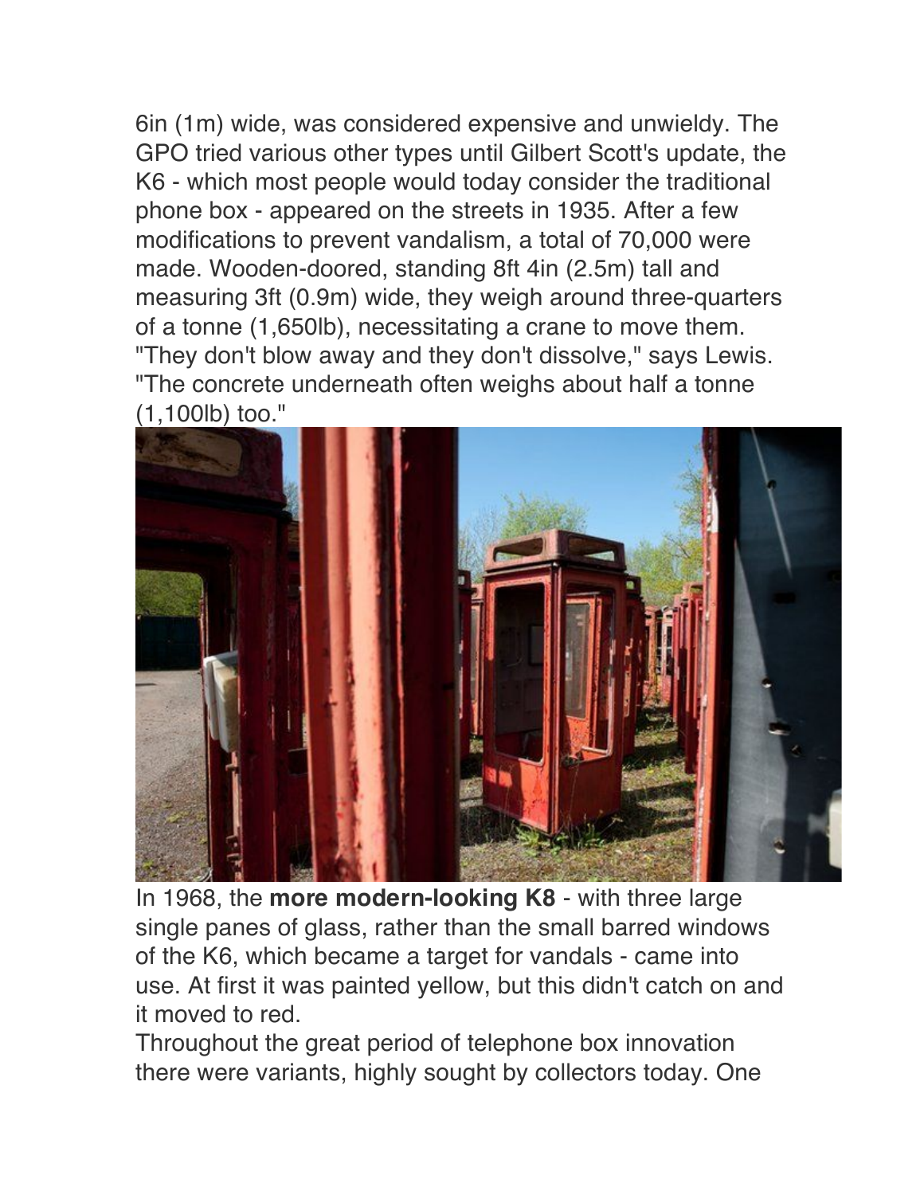6in (1m) wide, was considered expensive and unwieldy. The GPO tried various other types until Gilbert Scott's update, the K6 - which most people would today consider the traditional phone box - appeared on the streets in 1935. After a few modifications to prevent vandalism, a total of 70,000 were made. Wooden-doored, standing 8ft 4in (2.5m) tall and measuring 3ft (0.9m) wide, they weigh around three-quarters of a tonne (1,650lb), necessitating a crane to move them. "They don't blow away and they don't dissolve," says Lewis. "The concrete underneath often weighs about half a tonne (1,100lb) too."

In 1968, the **more modern-looking K8** - with three large single panes of glass, rather than the small barred windows of the K6, which became a target for vandals - came into use. At first it was painted yellow, but this didn't catch on and it moved to red.

Throughout the great period of telephone box innovation there were variants, highly sought by collectors today. One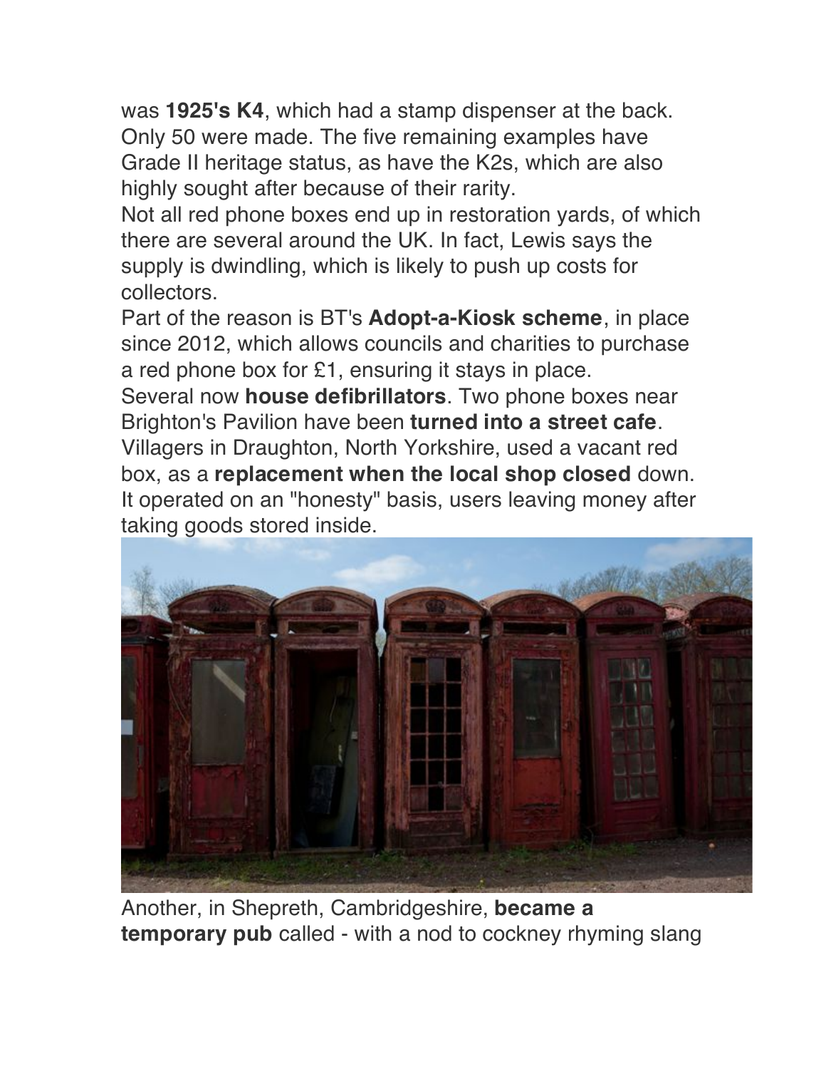was **1925's K4**, which had a stamp dispenser at the back. Only 50 were made. The five remaining examples have Grade II heritage status, as have the K2s, which are also highly sought after because of their rarity.

Not all red phone boxes end up in restoration yards, of which there are several around the UK. In fact, Lewis says the supply is dwindling, which is likely to push up costs for collectors.

Part of the reason is BT's **Adopt-a-Kiosk scheme**, in place since 2012, which allows councils and charities to purchase a red phone box for £1, ensuring it stays in place.

Several now **house defibrillators**. Two phone boxes near Brighton's Pavilion have been **turned into a street cafe**.

Villagers in Draughton, North Yorkshire, used a vacant red box, as a **replacement when the local shop closed** down. It operated on an "honesty" basis, users leaving money after taking goods stored inside.

Another, in Shepreth, Cambridgeshire, **became a temporary pub** called - with a nod to cockney rhyming slang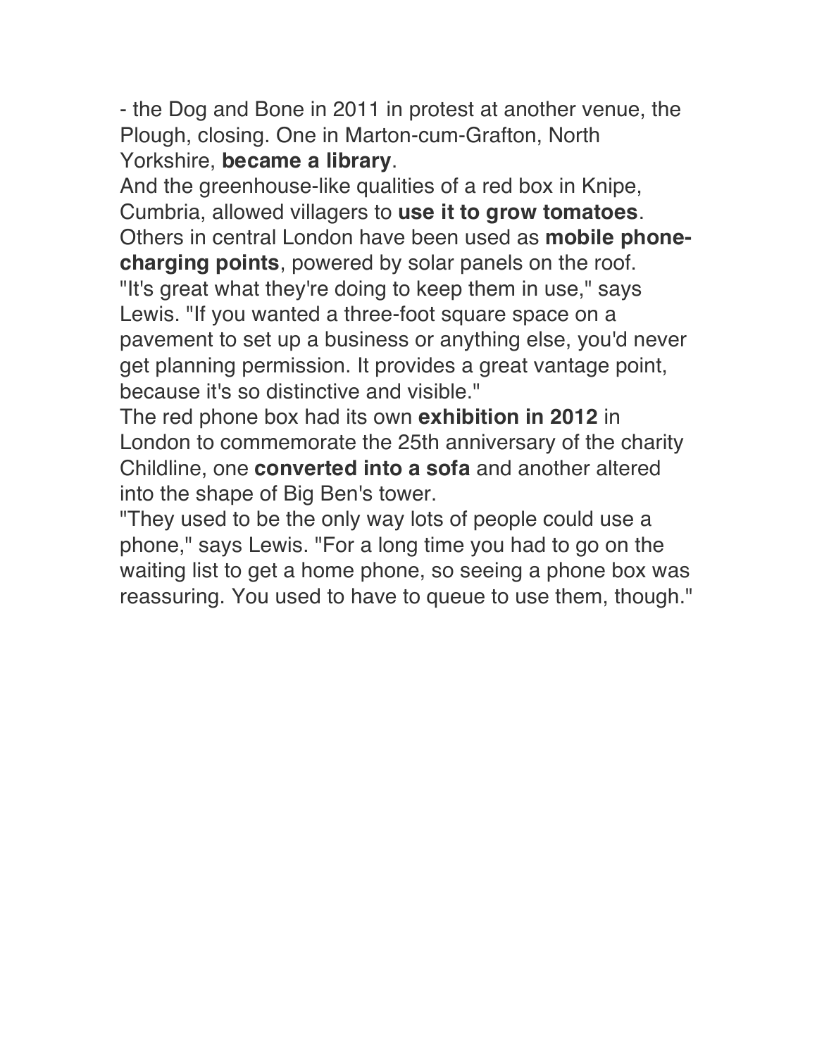- the Dog and Bone in 2011 in protest at another venue, the Plough, closing. One in Marton-cum-Grafton, North Yorkshire, **became a library**.

And the greenhouse-like qualities of a red box in Knipe, Cumbria, allowed villagers to **use it to grow tomatoes**.

Others in central London have been used as **mobile phone-charging points**, powered by solar panels on the roof.

"It's great what they're doing to keep them in use," says Lewis. "If you wanted a three-foot square space on a pavement to set up a business or anything else, you'd never get planning permission. It provides a great vantage point, because it's so distinctive and visible."

The red phone box had its own **exhibition in 2012** in London to commemorate the 25th anniversary of the charity Childline, one **converted into a sofa** and another altered into the shape of Big Ben's tower.

"They used to be the only way lots of people could use a phone," says Lewis. "For a long time you had to go on the waiting list to get a home phone, so seeing a phone box was reassuring. You used to have to queue to use them, though."